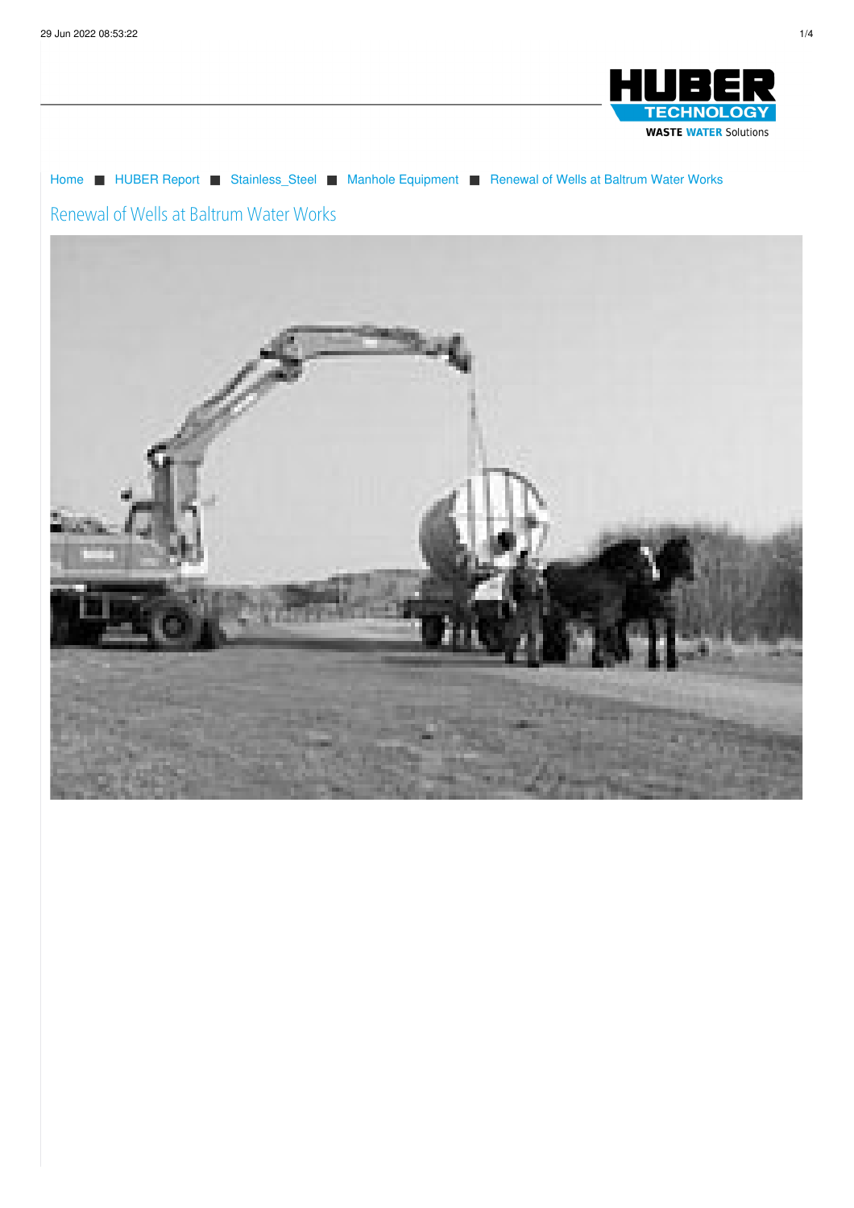Home ■ HUBER Report ■ Stainless_Steel ■ Manhole Equipment ■ Renewal of Wells at Baltrum Water Works

# Renewal of Wells at Baltrum Water Works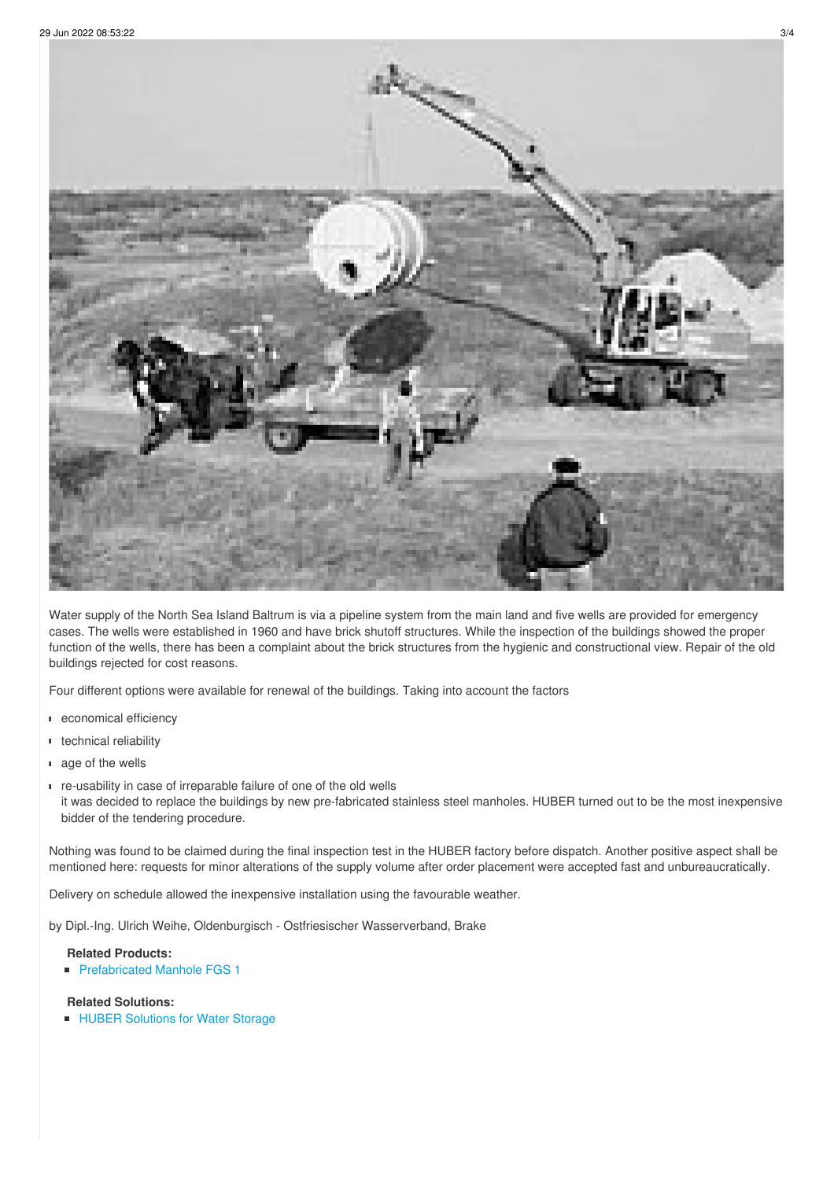Water supply of the North Sea Island Baltrum is via a pipeline system from the main land and five wells are provided for emergency cases. The wells were established in 1960 and have brick shutoff structures. While the inspection of the buildings showed the proper function of the wells, there has been a complaint about the brick structures from the hygienic and constructional view. Repair of the old buildings rejected for cost reasons.

Four different options were available for renewal of the buildings. Taking into account the factors

- economical efficiency
- technical reliability
- age of the wells
- re-usability in case of irreparable failure of one of the old wells
  it was decided to replace the buildings by new pre-fabricated stainless steel manholes. HUBER turned out to be the most inexpensive bidder of the tendering procedure.

Nothing was found to be claimed during the final inspection test in the HUBER factory before dispatch. Another positive aspect shall be mentioned here: requests for minor alterations of the supply volume after order placement were accepted fast and unbureaucratically.

Delivery on schedule allowed the inexpensive installation using the favourable weather.

by Dipl.-Ing. Ulrich Weihe, Oldenburgisch - Ostfriesischer Wasserverband, Brake

**Related Products:**

- Prefabricated Manhole FGS 1

**Related Solutions:**

- HUBER Solutions for Water Storage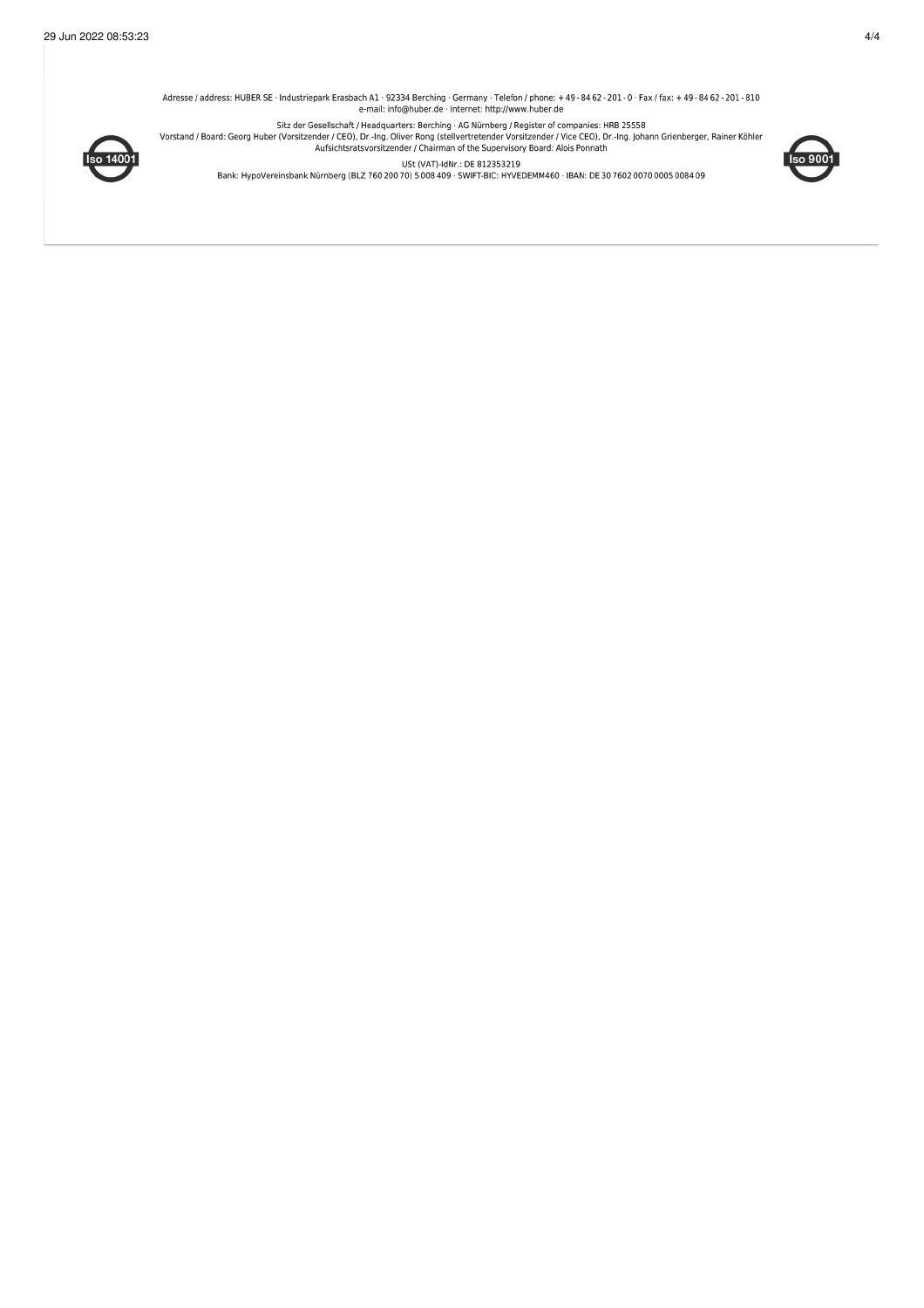Adresse / address: HUBER SE · Industriepark Erasbach A1 · 92334 Berching · Germany · Telefon / phone: + 49 - 84 62 - 201 - 0 · Fax / fax: + 49 - 84 62 - 201 - 810
e-mail: info@huber.de · Internet: http://www.huber.de

Sitz der Gesellschaft / Headquarters: Berching · AG Nürnberg / Register of companies: HRB 25558
Vorstand / Board: Georg Huber (Vorsitzender / CEO), Dr.-Ing. Oliver Rong (stellvertretender Vorsitzender / Vice CEO), Dr.-Ing. Johann Grienberger, Rainer Köhler
Aufsichtsratsvorsitzender / Chairman of the Supervisory Board: Alois Ponnath

Iso 14001

USt (VAT)-IdNr.: DE 812353219
Bank: HypoVereinsbank Nürnberg (BLZ 760 200 70) 5 008 409 · SWIFT-BIC: HYVEDEMM460 · IBAN: DE 30 7602 0070 0005 0084 09

Iso 9001